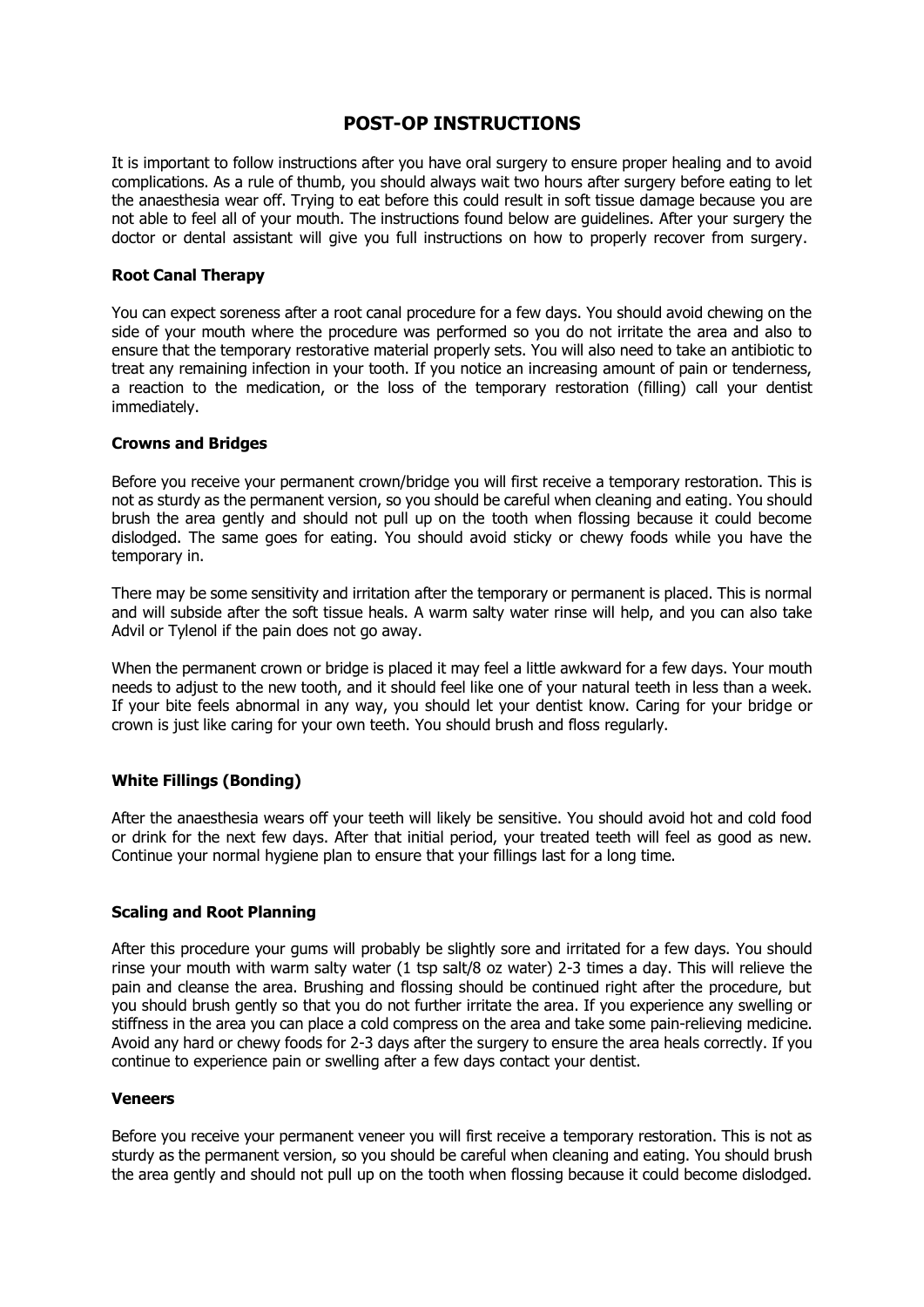# POST-OP INSTRUCTIONS

It is important to follow instructions after you have oral surgery to ensure proper healing and to avoid complications. As a rule of thumb, you should always wait two hours after surgery before eating to let the anaesthesia wear off. Trying to eat before this could result in soft tissue damage because you are not able to feel all of your mouth. The instructions found below are guidelines. After your surgery the doctor or dental assistant will give you full instructions on how to properly recover from surgery.

### Root Canal Therapy

You can expect soreness after a root canal procedure for a few days. You should avoid chewing on the side of your mouth where the procedure was performed so you do not irritate the area and also to ensure that the temporary restorative material properly sets. You will also need to take an antibiotic to treat any remaining infection in your tooth. If you notice an increasing amount of pain or tenderness, a reaction to the medication, or the loss of the temporary restoration (filling) call your dentist immediately.

### Crowns and Bridges

Before you receive your permanent crown/bridge you will first receive a temporary restoration. This is not as sturdy as the permanent version, so you should be careful when cleaning and eating. You should brush the area gently and should not pull up on the tooth when flossing because it could become dislodged. The same goes for eating. You should avoid sticky or chewy foods while you have the temporary in.

There may be some sensitivity and irritation after the temporary or permanent is placed. This is normal and will subside after the soft tissue heals. A warm salty water rinse will help, and you can also take Advil or Tylenol if the pain does not go away.

When the permanent crown or bridge is placed it may feel a little awkward for a few days. Your mouth needs to adjust to the new tooth, and it should feel like one of your natural teeth in less than a week. If your bite feels abnormal in any way, you should let your dentist know. Caring for your bridge or crown is just like caring for your own teeth. You should brush and floss regularly.

### White Fillings (Bonding)

After the anaesthesia wears off your teeth will likely be sensitive. You should avoid hot and cold food or drink for the next few days. After that initial period, your treated teeth will feel as good as new. Continue your normal hygiene plan to ensure that your fillings last for a long time.

### Scaling and Root Planning

After this procedure your gums will probably be slightly sore and irritated for a few days. You should rinse your mouth with warm salty water (1 tsp salt/8 oz water) 2-3 times a day. This will relieve the pain and cleanse the area. Brushing and flossing should be continued right after the procedure, but you should brush gently so that you do not further irritate the area. If you experience any swelling or stiffness in the area you can place a cold compress on the area and take some pain-relieving medicine. Avoid any hard or chewy foods for 2-3 days after the surgery to ensure the area heals correctly. If you continue to experience pain or swelling after a few days contact your dentist.

### Veneers

Before you receive your permanent veneer you will first receive a temporary restoration. This is not as sturdy as the permanent version, so you should be careful when cleaning and eating. You should brush the area gently and should not pull up on the tooth when flossing because it could become dislodged.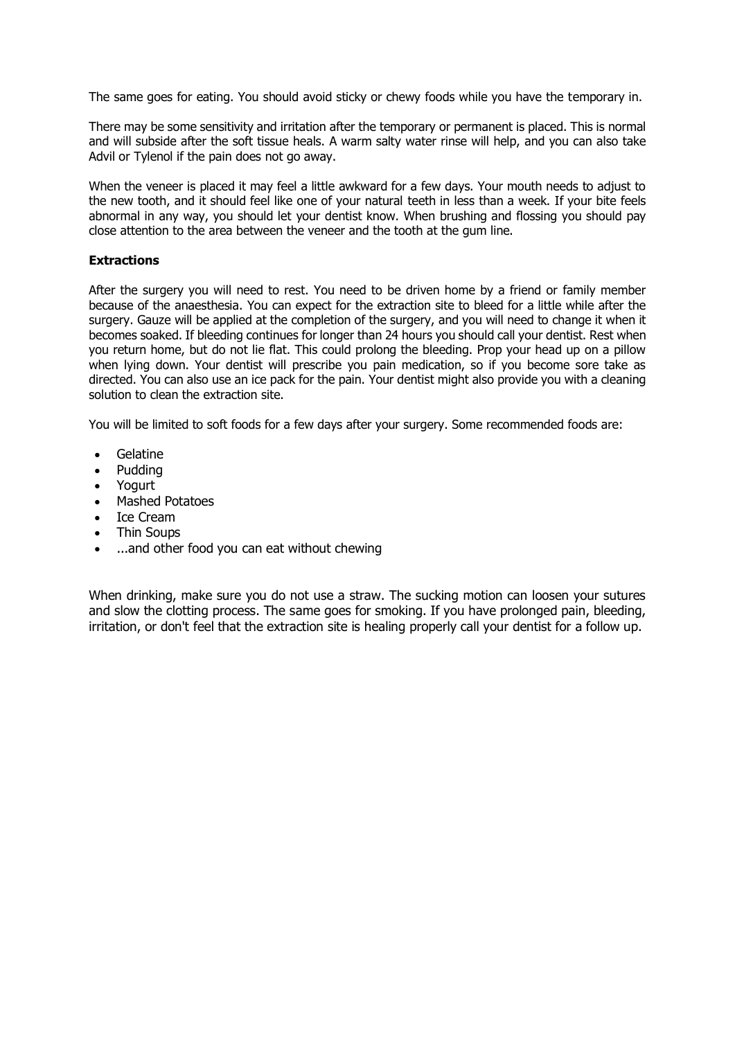The same goes for eating. You should avoid sticky or chewy foods while you have the temporary in.

There may be some sensitivity and irritation after the temporary or permanent is placed. This is normal and will subside after the soft tissue heals. A warm salty water rinse will help, and you can also take Advil or Tylenol if the pain does not go away.

When the veneer is placed it may feel a little awkward for a few days. Your mouth needs to adjust to the new tooth, and it should feel like one of your natural teeth in less than a week. If your bite feels abnormal in any way, you should let your dentist know. When brushing and flossing you should pay close attention to the area between the veneer and the tooth at the gum line.

**Extractions**

After the surgery you will need to rest. You need to be driven home by a friend or family member because of the anaesthesia. You can expect for the extraction site to bleed for a little while after the surgery. Gauze will be applied at the completion of the surgery, and you will need to change it when it becomes soaked. If bleeding continues for longer than 24 hours you should call your dentist. Rest when you return home, but do not lie flat. This could prolong the bleeding. Prop your head up on a pillow when lying down. Your dentist will prescribe you pain medication, so if you become sore take as directed. You can also use an ice pack for the pain. Your dentist might also provide you with a cleaning solution to clean the extraction site.

You will be limited to soft foods for a few days after your surgery. Some recommended foods are:

- Gelatine
- Pudding
- Yogurt
- Mashed Potatoes
- Ice Cream
- Thin Soups
- ...and other food you can eat without chewing

When drinking, make sure you do not use a straw. The sucking motion can loosen your sutures and slow the clotting process. The same goes for smoking. If you have prolonged pain, bleeding, irritation, or don't feel that the extraction site is healing properly call your dentist for a follow up.